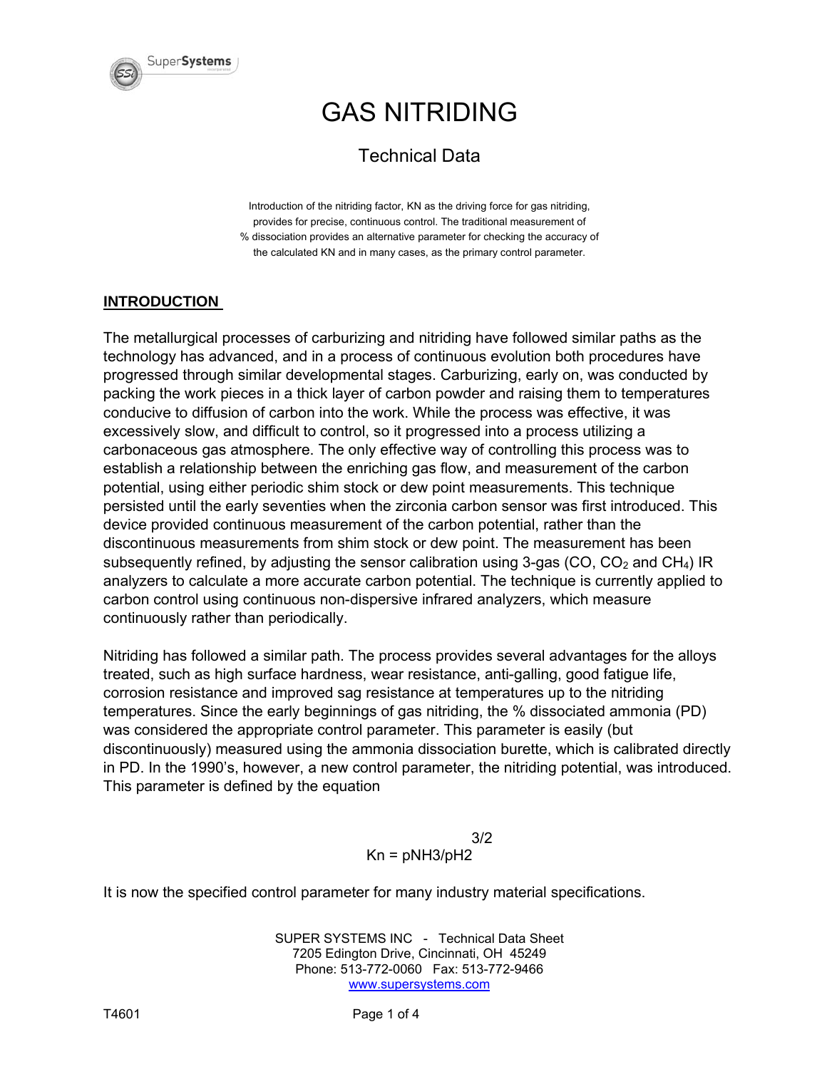# GAS NITRIDING

## Technical Data

Introduction of the nitriding factor, KN as the driving force for gas nitriding, provides for precise, continuous control. The traditional measurement of % dissociation provides an alternative parameter for checking the accuracy of the calculated KN and in many cases, as the primary control parameter.

### INTRODUCTION

The metallurgical processes of carburizing and nitriding have followed similar paths as the technology has advanced, and in a process of continuous evolution both procedures have progressed through similar developmental stages. Carburizing, early on, was conducted by packing the work pieces in a thick layer of carbon powder and raising them to temperatures conducive to diffusion of carbon into the work. While the process was effective, it was excessively slow, and difficult to control, so it progressed into a process utilizing a carbonaceous gas atmosphere. The only effective way of controlling this process was to establish a relationship between the enriching gas flow, and measurement of the carbon potential, using either periodic shim stock or dew point measurements. This technique persisted until the early seventies when the zirconia carbon sensor was first introduced. This device provided continuous measurement of the carbon potential, rather than the discontinuous measurements from shim stock or dew point. The measurement has been subsequently refined, by adjusting the sensor calibration using 3-gas (CO, $CO_2$ and $CH_4$) IR analyzers to calculate a more accurate carbon potential. The technique is currently applied to carbon control using continuous non-dispersive infrared analyzers, which measure continuously rather than periodically.

Nitriding has followed a similar path. The process provides several advantages for the alloys treated, such as high surface hardness, wear resistance, anti-galling, good fatigue life, corrosion resistance and improved sag resistance at temperatures up to the nitriding temperatures. Since the early beginnings of gas nitriding, the % dissociated ammonia (PD) was considered the appropriate control parameter. This parameter is easily (but discontinuously) measured using the ammonia dissociation burette, which is calibrated directly in PD. In the 1990's, however, a new control parameter, the nitriding potential, was introduced. This parameter is defined by the equation

$$Kn = pNH_3/pH_2^{3/2}$$

It is now the specified control parameter for many industry material specifications.

SUPER SYSTEMS INC - Technical Data Sheet
7205 Edington Drive, Cincinnati, OH 45249
Phone: 513-772-0060 Fax: 513-772-9466
www.supersystems.com

T4601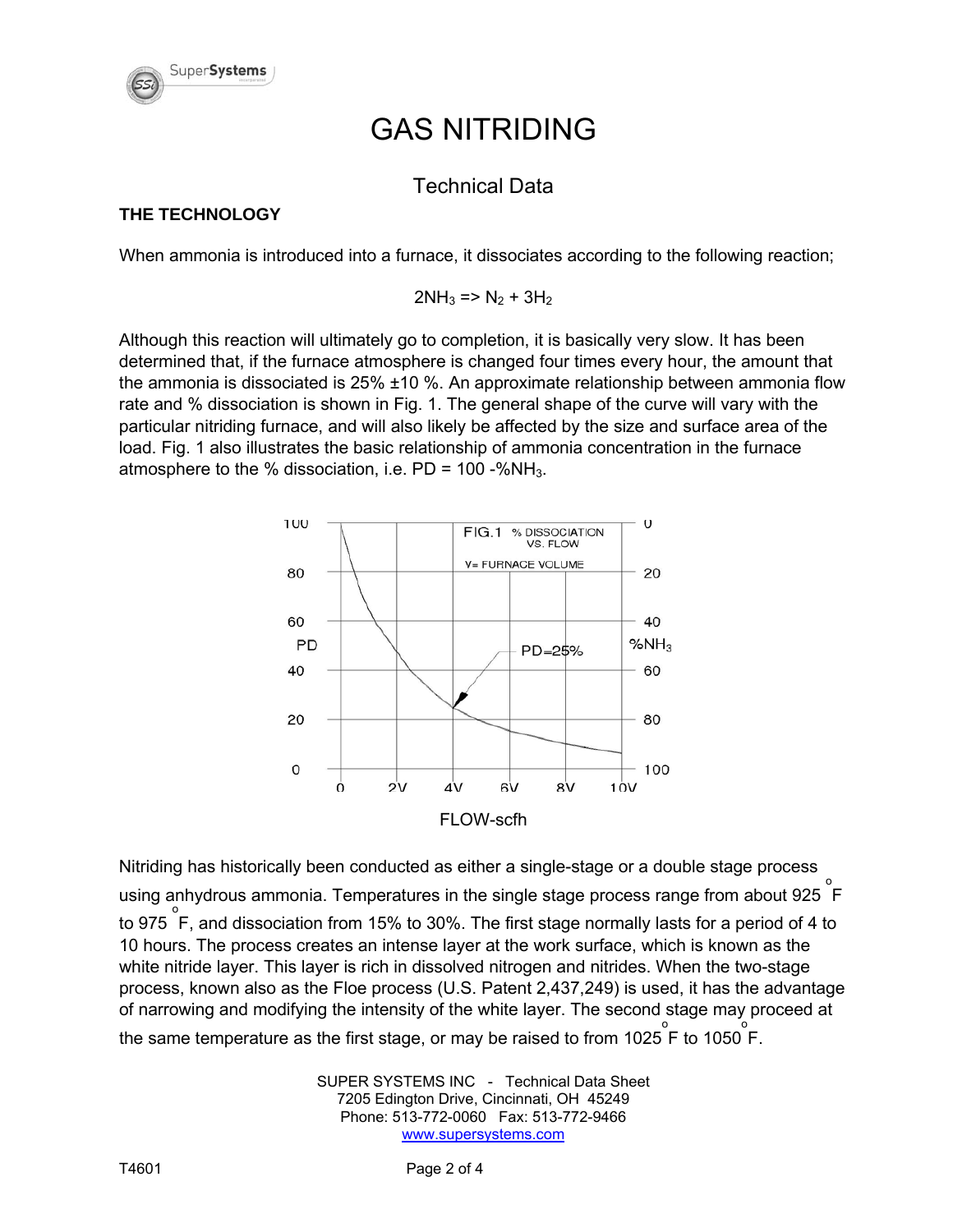# GAS NITRIDING

## Technical Data

**THE TECHNOLOGY**

When ammonia is introduced into a furnace, it dissociates according to the following reaction;

$$2NH_3 \Rightarrow N_2 + 3H_2$$

Although this reaction will ultimately go to completion, it is basically very slow. It has been determined that, if the furnace atmosphere is changed four times every hour, the amount that the ammonia is dissociated is 25% ±10 %. An approximate relationship between ammonia flow rate and % dissociation is shown in Fig. 1. The general shape of the curve will vary with the particular nitriding furnace, and will also likely be affected by the size and surface area of the load. Fig. 1 also illustrates the basic relationship of ammonia concentration in the furnace atmosphere to the % dissociation, i.e. PD = 100 -%$NH_3$.

FIG.1 % DISSOCIATION VS. FLOW

V= FURNACE VOLUME

PD=25%

FLOW-scfh

Nitriding has historically been conducted as either a single-stage or a double stage process using anhydrous ammonia. Temperatures in the single stage process range from about 925 °F to 975 °F, and dissociation from 15% to 30%. The first stage normally lasts for a period of 4 to 10 hours. The process creates an intense layer at the work surface, which is known as the white nitride layer. This layer is rich in dissolved nitrogen and nitrides. When the two-stage process, known also as the Floe process (U.S. Patent 2,437,249) is used, it has the advantage of narrowing and modifying the intensity of the white layer. The second stage may proceed at the same temperature as the first stage, or may be raised to from 1025 °F to 1050 °F.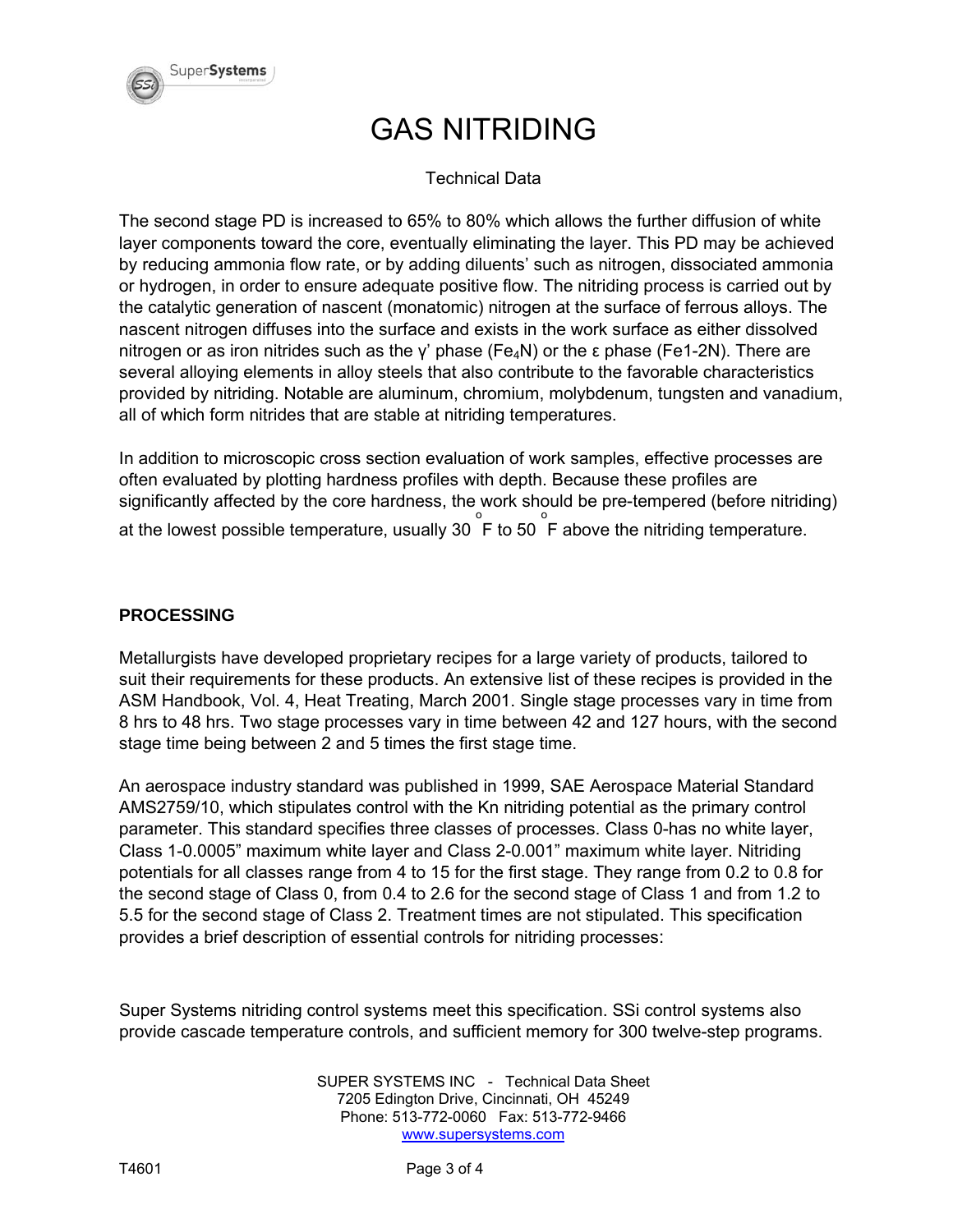# GAS NITRIDING

Technical Data

The second stage PD is increased to 65% to 80% which allows the further diffusion of white layer components toward the core, eventually eliminating the layer. This PD may be achieved by reducing ammonia flow rate, or by adding diluents' such as nitrogen, dissociated ammonia or hydrogen, in order to ensure adequate positive flow. The nitriding process is carried out by the catalytic generation of nascent (monatomic) nitrogen at the surface of ferrous alloys. The nascent nitrogen diffuses into the surface and exists in the work surface as either dissolved nitrogen or as iron nitrides such as the γ' phase ($Fe_4N$) or the ε phase (Fe1-2N). There are several alloying elements in alloy steels that also contribute to the favorable characteristics provided by nitriding. Notable are aluminum, chromium, molybdenum, tungsten and vanadium, all of which form nitrides that are stable at nitriding temperatures.

In addition to microscopic cross section evaluation of work samples, effective processes are often evaluated by plotting hardness profiles with depth. Because these profiles are significantly affected by the core hardness, the work should be pre-tempered (before nitriding) at the lowest possible temperature, usually 30 °F to 50 °F above the nitriding temperature.

## PROCESSING

Metallurgists have developed proprietary recipes for a large variety of products, tailored to suit their requirements for these products. An extensive list of these recipes is provided in the ASM Handbook, Vol. 4, Heat Treating, March 2001. Single stage processes vary in time from 8 hrs to 48 hrs. Two stage processes vary in time between 42 and 127 hours, with the second stage time being between 2 and 5 times the first stage time.

An aerospace industry standard was published in 1999, SAE Aerospace Material Standard AMS2759/10, which stipulates control with the Kn nitriding potential as the primary control parameter. This standard specifies three classes of processes. Class 0-has no white layer, Class 1-0.0005" maximum white layer and Class 2-0.001" maximum white layer. Nitriding potentials for all classes range from 4 to 15 for the first stage. They range from 0.2 to 0.8 for the second stage of Class 0, from 0.4 to 2.6 for the second stage of Class 1 and from 1.2 to 5.5 for the second stage of Class 2. Treatment times are not stipulated. This specification provides a brief description of essential controls for nitriding processes:

Super Systems nitriding control systems meet this specification. SSi control systems also provide cascade temperature controls, and sufficient memory for 300 twelve-step programs.

SUPER SYSTEMS INC - Technical Data Sheet
7205 Edington Drive, Cincinnati, OH 45249
Phone: 513-772-0060 Fax: 513-772-9466
www.supersystems.com

T4601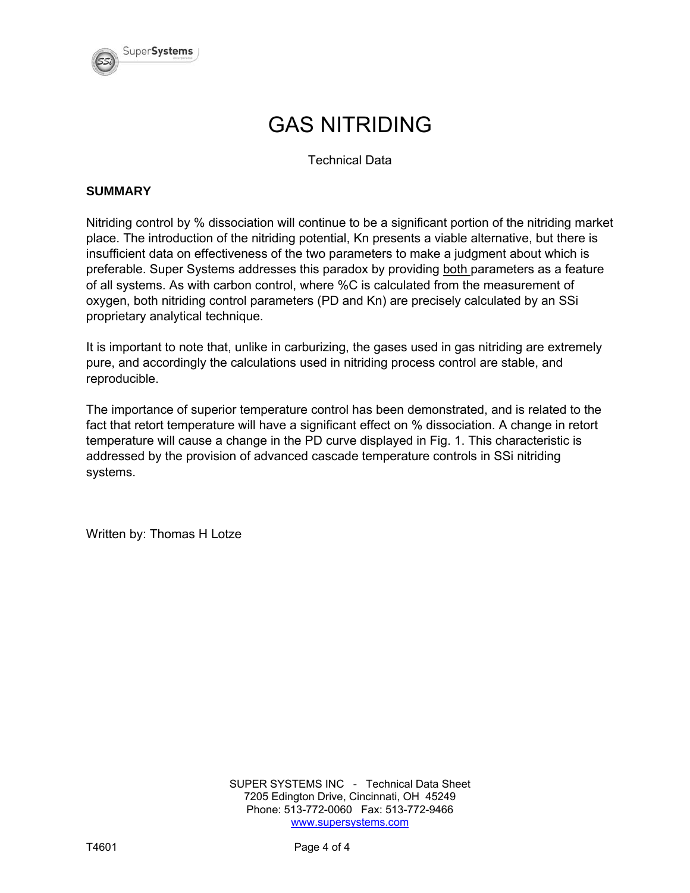# GAS NITRIDING

Technical Data

**SUMMARY**

Nitriding control by % dissociation will continue to be a significant portion of the nitriding market place. The introduction of the nitriding potential, Kn presents a viable alternative, but there is insufficient data on effectiveness of the two parameters to make a judgment about which is preferable. Super Systems addresses this paradox by providing <u>both</u> parameters as a feature of all systems. As with carbon control, where %C is calculated from the measurement of oxygen, both nitriding control parameters (PD and Kn) are precisely calculated by an SSi proprietary analytical technique.

It is important to note that, unlike in carburizing, the gases used in gas nitriding are extremely pure, and accordingly the calculations used in nitriding process control are stable, and reproducible.

The importance of superior temperature control has been demonstrated, and is related to the fact that retort temperature will have a significant effect on % dissociation. A change in retort temperature will cause a change in the PD curve displayed in Fig. 1. This characteristic is addressed by the provision of advanced cascade temperature controls in SSi nitriding systems.

Written by: Thomas H Lotze

SUPER SYSTEMS INC - Technical Data Sheet
7205 Edington Drive, Cincinnati, OH 45249
Phone: 513-772-0060 Fax: 513-772-9466
www.supersystems.com

T4601